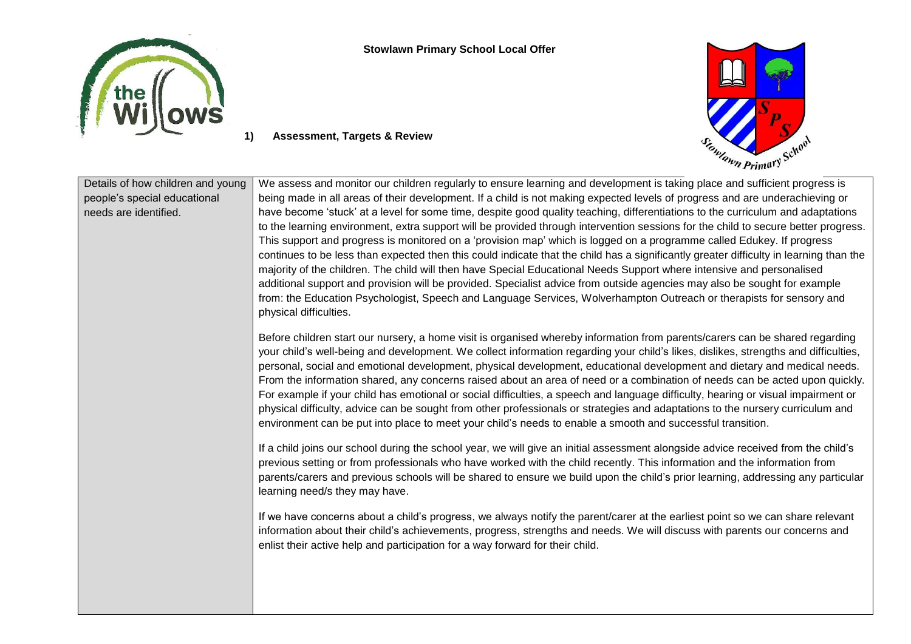# Stowlawn Primary School Local Offer

## 1) Assessment, Targets & Review

| | |
|---|---|
| Details of how children and young people's special educational needs are identified. | We assess and monitor our children regularly to ensure learning and development is taking place and sufficient progress is being made in all areas of their development. If a child is not making expected levels of progress and are underachieving or have become 'stuck' at a level for some time, despite good quality teaching, differentiations to the curriculum and adaptations to the learning environment, extra support will be provided through intervention sessions for the child to secure better progress. This support and progress is monitored on a 'provision map' which is logged on a programme called Edukey. If progress continues to be less than expected then this could indicate that the child has a significantly greater difficulty in learning than the majority of the children. The child will then have Special Educational Needs Support where intensive and personalised additional support and provision will be provided. Specialist advice from outside agencies may also be sought for example from: the Education Psychologist, Speech and Language Services, Wolverhampton Outreach or therapists for sensory and physical difficulties.<br><br>Before children start our nursery, a home visit is organised whereby information from parents/carers can be shared regarding your child's well-being and development. We collect information regarding your child's likes, dislikes, strengths and difficulties, personal, social and emotional development, physical development, educational development and dietary and medical needs. From the information shared, any concerns raised about an area of need or a combination of needs can be acted upon quickly. For example if your child has emotional or social difficulties, a speech and language difficulty, hearing or visual impairment or physical difficulty, advice can be sought from other professionals or strategies and adaptations to the nursery curriculum and environment can be put into place to meet your child's needs to enable a smooth and successful transition.<br><br>If a child joins our school during the school year, we will give an initial assessment alongside advice received from the child's previous setting or from professionals who have worked with the child recently. This information and the information from parents/carers and previous schools will be shared to ensure we build upon the child's prior learning, addressing any particular learning need/s they may have.<br><br>If we have concerns about a child's progress, we always notify the parent/carer at the earliest point so we can share relevant information about their child's achievements, progress, strengths and needs. We will discuss with parents our concerns and enlist their active help and participation for a way forward for their child. |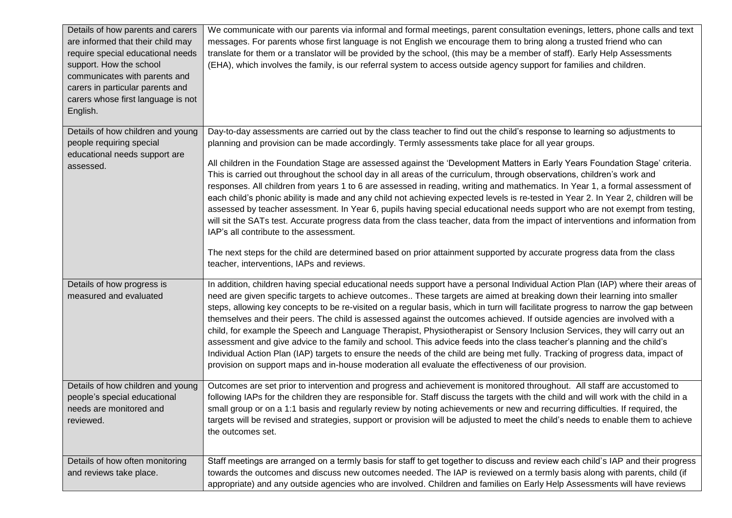| | |
|---|---|
| Details of how parents and carers are informed that their child may require special educational needs support. How the school communicates with parents and carers in particular parents and carers whose first language is not English. | We communicate with our parents via informal and formal meetings, parent consultation evenings, letters, phone calls and text messages. For parents whose first language is not English we encourage them to bring along a trusted friend who can translate for them or a translator will be provided by the school, (this may be a member of staff). Early Help Assessments (EHA), which involves the family, is our referral system to access outside agency support for families and children. |
| Details of how children and young people requiring special educational needs support are assessed. | Day-to-day assessments are carried out by the class teacher to find out the child's response to learning so adjustments to planning and provision can be made accordingly. Termly assessments take place for all year groups.<br><br>All children in the Foundation Stage are assessed against the 'Development Matters in Early Years Foundation Stage' criteria. This is carried out throughout the school day in all areas of the curriculum, through observations, children's work and responses. All children from years 1 to 6 are assessed in reading, writing and mathematics. In Year 1, a formal assessment of each child's phonic ability is made and any child not achieving expected levels is re-tested in Year 2. In Year 2, children will be assessed by teacher assessment. In Year 6, pupils having special educational needs support who are not exempt from testing, will sit the SATs test. Accurate progress data from the class teacher, data from the impact of interventions and information from IAP's all contribute to the assessment.<br><br>The next steps for the child are determined based on prior attainment supported by accurate progress data from the class teacher, interventions, IAPs and reviews. |
| Details of how progress is measured and evaluated | In addition, children having special educational needs support have a personal Individual Action Plan (IAP) where their areas of need are given specific targets to achieve outcomes.. These targets are aimed at breaking down their learning into smaller steps, allowing key concepts to be re-visited on a regular basis, which in turn will facilitate progress to narrow the gap between themselves and their peers. The child is assessed against the outcomes achieved. If outside agencies are involved with a child, for example the Speech and Language Therapist, Physiotherapist or Sensory Inclusion Services, they will carry out an assessment and give advice to the family and school. This advice feeds into the class teacher's planning and the child's Individual Action Plan (IAP) targets to ensure the needs of the child are being met fully. Tracking of progress data, impact of provision on support maps and in-house moderation all evaluate the effectiveness of our provision. |
| Details of how children and young people's special educational needs are monitored and reviewed. | Outcomes are set prior to intervention and progress and achievement is monitored throughout. All staff are accustomed to following IAPs for the children they are responsible for. Staff discuss the targets with the child and will work with the child in a small group or on a 1:1 basis and regularly review by noting achievements or new and recurring difficulties. If required, the targets will be revised and strategies, support or provision will be adjusted to meet the child's needs to enable them to achieve the outcomes set. |
| Details of how often monitoring and reviews take place. | Staff meetings are arranged on a termly basis for staff to get together to discuss and review each child's IAP and their progress towards the outcomes and discuss new outcomes needed. The IAP is reviewed on a termly basis along with parents, child (if appropriate) and any outside agencies who are involved. Children and families on Early Help Assessments will have reviews |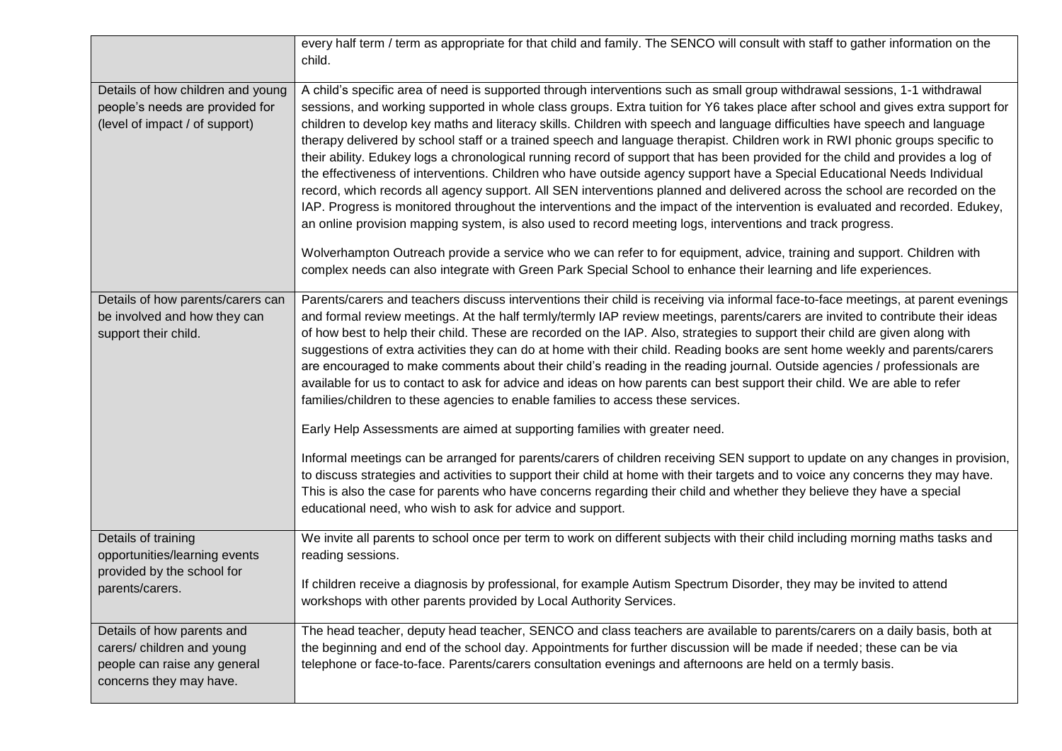| | |
|---|---|
| | every half term / term as appropriate for that child and family. The SENCO will consult with staff to gather information on the child. |
| Details of how children and young people's needs are provided for (level of impact / of support) | A child's specific area of need is supported through interventions such as small group withdrawal sessions, 1-1 withdrawal sessions, and working supported in whole class groups. Extra tuition for Y6 takes place after school and gives extra support for children to develop key maths and literacy skills. Children with speech and language difficulties have speech and language therapy delivered by school staff or a trained speech and language therapist. Children work in RWI phonic groups specific to their ability. Edukey logs a chronological running record of support that has been provided for the child and provides a log of the effectiveness of interventions. Children who have outside agency support have a Special Educational Needs Individual record, which records all agency support. All SEN interventions planned and delivered across the school are recorded on the IAP. Progress is monitored throughout the interventions and the impact of the intervention is evaluated and recorded. Edukey, an online provision mapping system, is also used to record meeting logs, interventions and track progress.<br><br>Wolverhampton Outreach provide a service who we can refer to for equipment, advice, training and support. Children with complex needs can also integrate with Green Park Special School to enhance their learning and life experiences. |
| Details of how parents/carers can be involved and how they can support their child. | Parents/carers and teachers discuss interventions their child is receiving via informal face-to-face meetings, at parent evenings and formal review meetings. At the half termly/termly IAP review meetings, parents/carers are invited to contribute their ideas of how best to help their child. These are recorded on the IAP. Also, strategies to support their child are given along with suggestions of extra activities they can do at home with their child. Reading books are sent home weekly and parents/carers are encouraged to make comments about their child's reading in the reading journal. Outside agencies / professionals are available for us to contact to ask for advice and ideas on how parents can best support their child. We are able to refer families/children to these agencies to enable families to access these services.<br><br>Early Help Assessments are aimed at supporting families with greater need.<br><br>Informal meetings can be arranged for parents/carers of children receiving SEN support to update on any changes in provision, to discuss strategies and activities to support their child at home with their targets and to voice any concerns they may have. This is also the case for parents who have concerns regarding their child and whether they believe they have a special educational need, who wish to ask for advice and support. |
| Details of training opportunities/learning events provided by the school for parents/carers. | We invite all parents to school once per term to work on different subjects with their child including morning maths tasks and reading sessions.<br><br>If children receive a diagnosis by professional, for example Autism Spectrum Disorder, they may be invited to attend workshops with other parents provided by Local Authority Services. |
| Details of how parents and carers/ children and young people can raise any general concerns they may have. | The head teacher, deputy head teacher, SENCO and class teachers are available to parents/carers on a daily basis, both at the beginning and end of the school day. Appointments for further discussion will be made if needed; these can be via telephone or face-to-face. Parents/carers consultation evenings and afternoons are held on a termly basis. |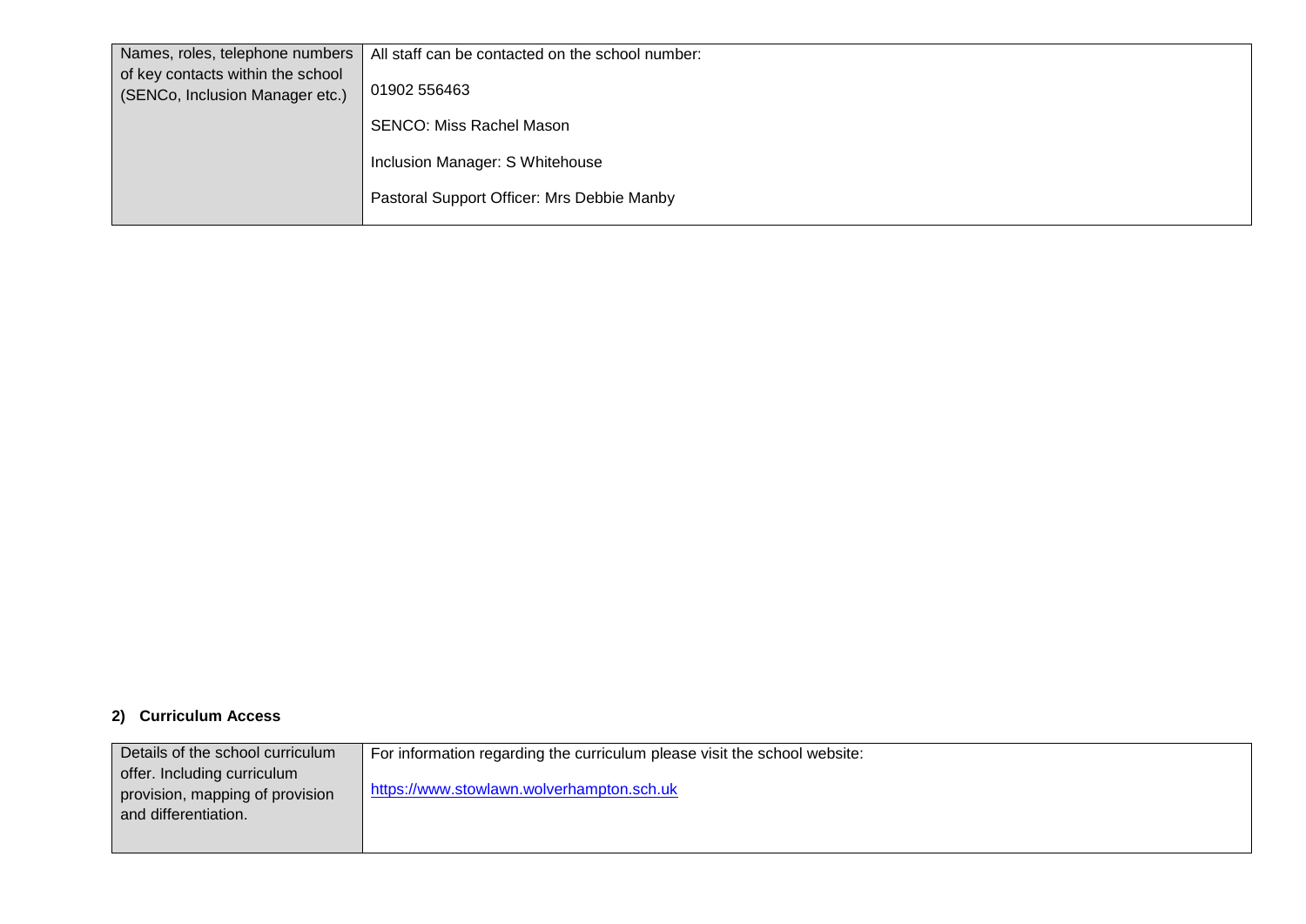| Names, roles, telephone numbers of key contacts within the school (SENCo, Inclusion Manager etc.) | All staff can be contacted on the school number:<br><br>01902 556463<br><br>SENCO: Miss Rachel Mason<br><br>Inclusion Manager: S Whitehouse<br><br>Pastoral Support Officer: Mrs Debbie Manby |
| --- | --- |

**2) Curriculum Access**

| Details of the school curriculum offer. Including curriculum provision, mapping of provision and differentiation. | For information regarding the curriculum please visit the school website:<br><br>https://www.stowlawn.wolverhampton.sch.uk |
| --- | --- |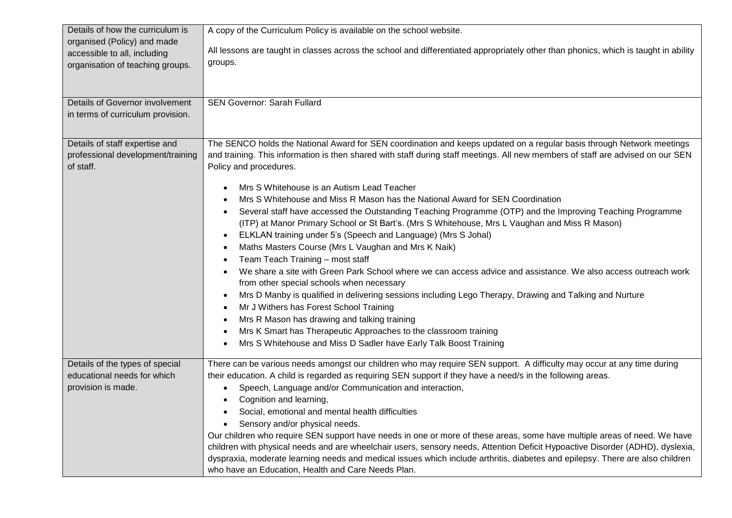| | |
|---|---|
| Details of how the curriculum is organised (Policy) and made accessible to all, including organisation of teaching groups. | A copy of the Curriculum Policy is available on the school website.<br><br>All lessons are taught in classes across the school and differentiated appropriately other than phonics, which is taught in ability groups. |
| Details of Governor involvement in terms of curriculum provision. | SEN Governor: Sarah Fullard |
| Details of staff expertise and professional development/training of staff. | The SENCO holds the National Award for SEN coordination and keeps updated on a regular basis through Network meetings and training. This information is then shared with staff during staff meetings. All new members of staff are advised on our SEN Policy and procedures.<br><br>• Mrs S Whitehouse is an Autism Lead Teacher<br>• Mrs S Whitehouse and Miss R Mason has the National Award for SEN Coordination<br>• Several staff have accessed the Outstanding Teaching Programme (OTP) and the Improving Teaching Programme (ITP) at Manor Primary School or St Bart's. (Mrs S Whitehouse, Mrs L Vaughan and Miss R Mason)<br>• ELKLAN training under 5's (Speech and Language) (Mrs S Johal)<br>• Maths Masters Course (Mrs L Vaughan and Mrs K Naik)<br>• Team Teach Training – most staff<br>• We share a site with Green Park School where we can access advice and assistance. We also access outreach work from other special schools when necessary<br>• Mrs D Manby is qualified in delivering sessions including Lego Therapy, Drawing and Talking and Nurture<br>• Mr J Withers has Forest School Training<br>• Mrs R Mason has drawing and talking training<br>• Mrs K Smart has Therapeutic Approaches to the classroom training<br>• Mrs S Whitehouse and Miss D Sadler have Early Talk Boost Training |
| Details of the types of special educational needs for which provision is made. | There can be various needs amongst our children who may require SEN support. A difficulty may occur at any time during their education. A child is regarded as requiring SEN support if they have a need/s in the following areas.<br>• Speech, Language and/or Communication and interaction,<br>• Cognition and learning,<br>• Social, emotional and mental health difficulties<br>• Sensory and/or physical needs.<br>Our children who require SEN support have needs in one or more of these areas, some have multiple areas of need. We have children with physical needs and are wheelchair users, sensory needs, Attention Deficit Hypoactive Disorder (ADHD), dyslexia, dyspraxia, moderate learning needs and medical issues which include arthritis, diabetes and epilepsy. There are also children who have an Education, Health and Care Needs Plan. |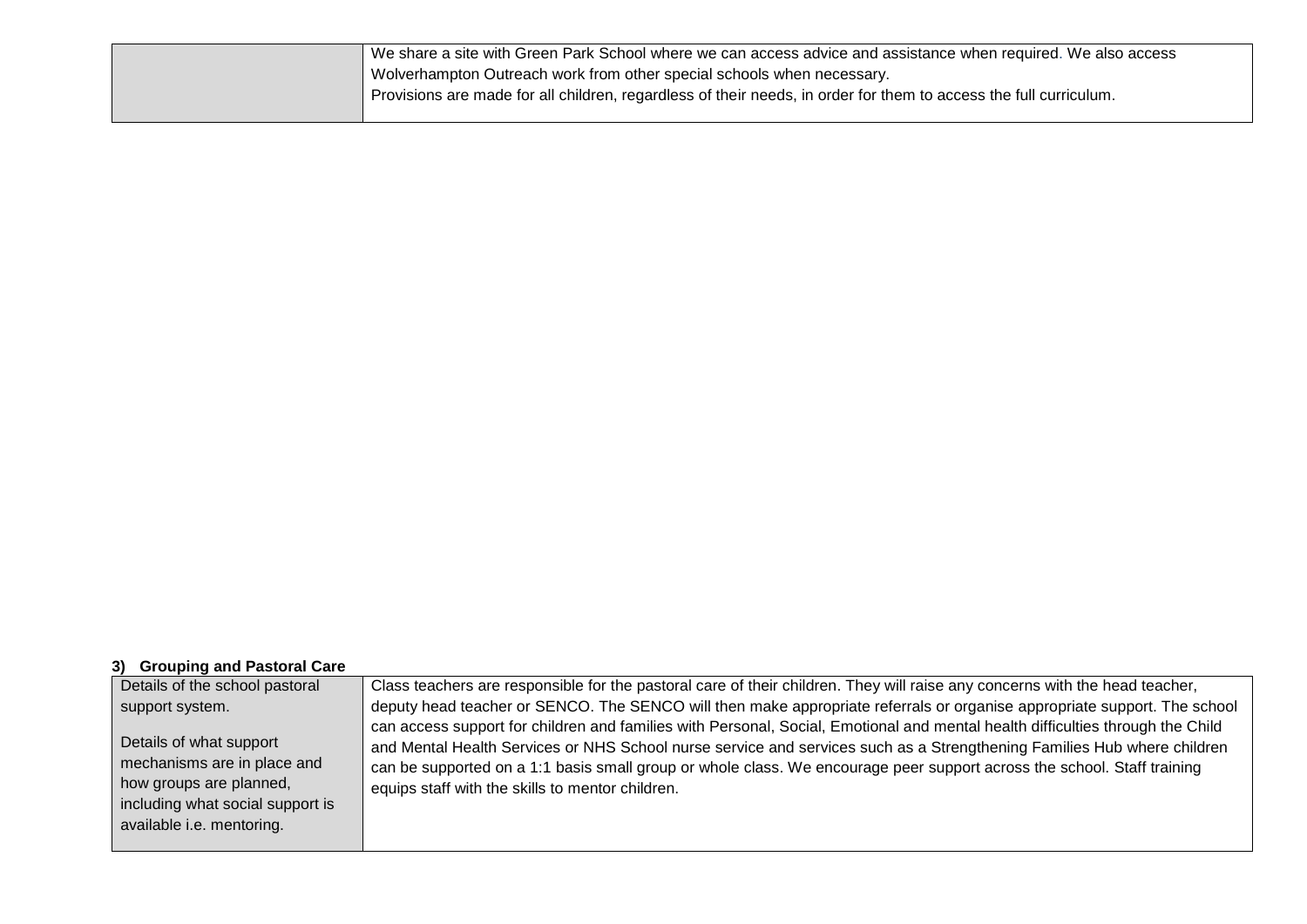| | |
|---|---|
| | We share a site with Green Park School where we can access advice and assistance when required. We also access Wolverhampton Outreach work from other special schools when necessary.<br>Provisions are made for all children, regardless of their needs, in order for them to access the full curriculum. |

**3) Grouping and Pastoral Care**

| | |
|---|---|
| Details of the school pastoral support system.<br><br>Details of what support mechanisms are in place and how groups are planned, including what social support is available i.e. mentoring. | Class teachers are responsible for the pastoral care of their children. They will raise any concerns with the head teacher, deputy head teacher or SENCO. The SENCO will then make appropriate referrals or organise appropriate support. The school can access support for children and families with Personal, Social, Emotional and mental health difficulties through the Child and Mental Health Services or NHS School nurse service and services such as a Strengthening Families Hub where children can be supported on a 1:1 basis small group or whole class. We encourage peer support across the school. Staff training equips staff with the skills to mentor children. |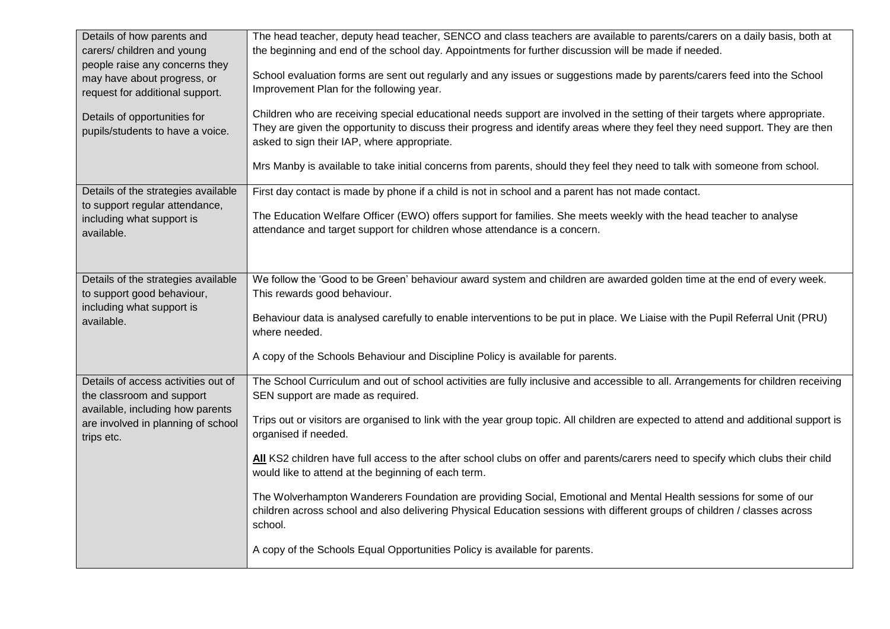| | |
|---|---|
| Details of how parents and carers/ children and young people raise any concerns they may have about progress, or request for additional support.<br><br>Details of opportunities for pupils/students to have a voice. | The head teacher, deputy head teacher, SENCO and class teachers are available to parents/carers on a daily basis, both at the beginning and end of the school day. Appointments for further discussion will be made if needed.<br><br>School evaluation forms are sent out regularly and any issues or suggestions made by parents/carers feed into the School Improvement Plan for the following year.<br><br>Children who are receiving special educational needs support are involved in the setting of their targets where appropriate. They are given the opportunity to discuss their progress and identify areas where they feel they need support. They are then asked to sign their IAP, where appropriate.<br><br>Mrs Manby is available to take initial concerns from parents, should they feel they need to talk with someone from school. |
| Details of the strategies available to support regular attendance, including what support is available. | First day contact is made by phone if a child is not in school and a parent has not made contact.<br><br>The Education Welfare Officer (EWO) offers support for families. She meets weekly with the head teacher to analyse attendance and target support for children whose attendance is a concern. |
| Details of the strategies available to support good behaviour, including what support is available. | We follow the 'Good to be Green' behaviour award system and children are awarded golden time at the end of every week. This rewards good behaviour.<br><br>Behaviour data is analysed carefully to enable interventions to be put in place. We Liaise with the Pupil Referral Unit (PRU) where needed.<br><br>A copy of the Schools Behaviour and Discipline Policy is available for parents. |
| Details of access activities out of the classroom and support available, including how parents are involved in planning of school trips etc. | The School Curriculum and out of school activities are fully inclusive and accessible to all. Arrangements for children receiving SEN support are made as required.<br><br>Trips out or visitors are organised to link with the year group topic. All children are expected to attend and additional support is organised if needed.<br><br>**All** KS2 children have full access to the after school clubs on offer and parents/carers need to specify which clubs their child would like to attend at the beginning of each term.<br><br>The Wolverhampton Wanderers Foundation are providing Social, Emotional and Mental Health sessions for some of our children across school and also delivering Physical Education sessions with different groups of children / classes across school.<br><br>A copy of the Schools Equal Opportunities Policy is available for parents. |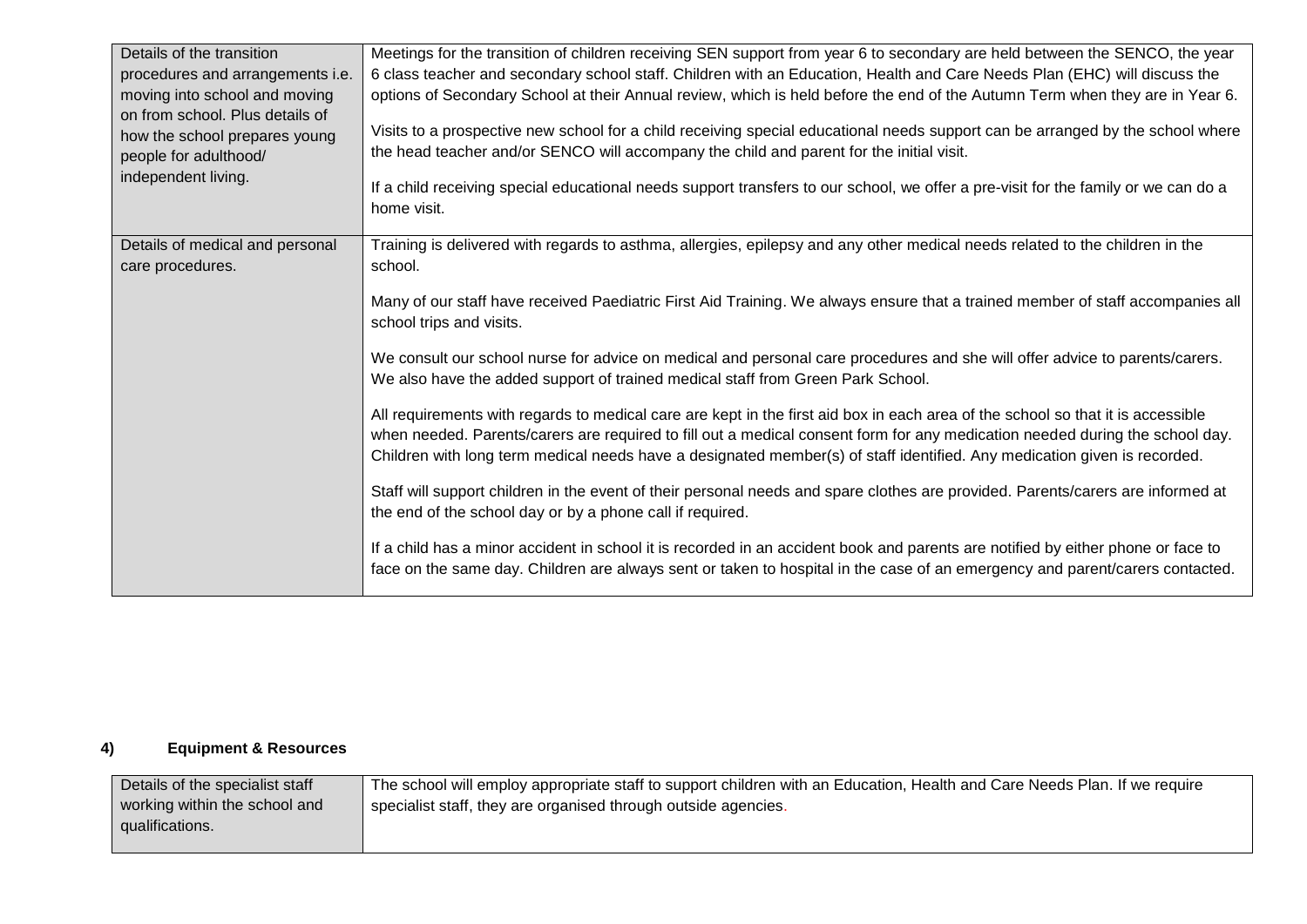| Details of the transition procedures and arrangements i.e. moving into school and moving on from school. Plus details of how the school prepares young people for adulthood/ independent living. | Meetings for the transition of children receiving SEN support from year 6 to secondary are held between the SENCO, the year 6 class teacher and secondary school staff. Children with an Education, Health and Care Needs Plan (EHC) will discuss the options of Secondary School at their Annual review, which is held before the end of the Autumn Term when they are in Year 6.<br><br>Visits to a prospective new school for a child receiving special educational needs support can be arranged by the school where the head teacher and/or SENCO will accompany the child and parent for the initial visit.<br><br>If a child receiving special educational needs support transfers to our school, we offer a pre-visit for the family or we can do a home visit. |
|---|---|
| Details of medical and personal care procedures. | Training is delivered with regards to asthma, allergies, epilepsy and any other medical needs related to the children in the school.<br><br>Many of our staff have received Paediatric First Aid Training. We always ensure that a trained member of staff accompanies all school trips and visits.<br><br>We consult our school nurse for advice on medical and personal care procedures and she will offer advice to parents/carers. We also have the added support of trained medical staff from Green Park School.<br><br>All requirements with regards to medical care are kept in the first aid box in each area of the school so that it is accessible when needed. Parents/carers are required to fill out a medical consent form for any medication needed during the school day. Children with long term medical needs have a designated member(s) of staff identified. Any medication given is recorded.<br><br>Staff will support children in the event of their personal needs and spare clothes are provided. Parents/carers are informed at the end of the school day or by a phone call if required.<br><br>If a child has a minor accident in school it is recorded in an accident book and parents are notified by either phone or face to face on the same day. Children are always sent or taken to hospital in the case of an emergency and parent/carers contacted. |

### 4) Equipment & Resources

| Details of the specialist staff working within the school and qualifications. | The school will employ appropriate staff to support children with an Education, Health and Care Needs Plan. If we require specialist staff, they are organised through outside agencies. |
|---|---|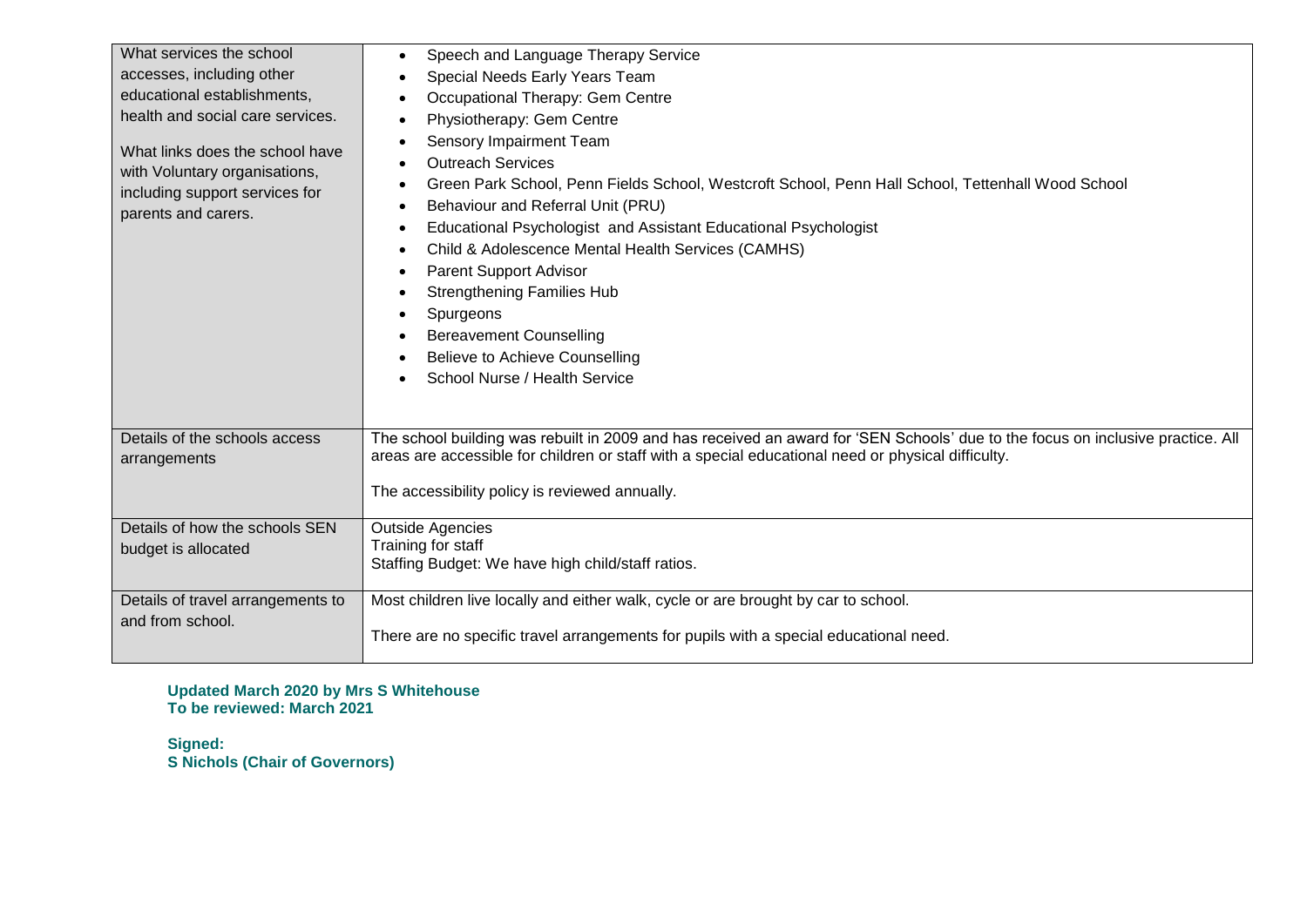| | |
|---|---|
| What services the school accesses, including other educational establishments, health and social care services.<br><br>What links does the school have with Voluntary organisations, including support services for parents and carers. | • Speech and Language Therapy Service<br>• Special Needs Early Years Team<br>• Occupational Therapy: Gem Centre<br>• Physiotherapy: Gem Centre<br>• Sensory Impairment Team<br>• Outreach Services<br>• Green Park School, Penn Fields School, Westcroft School, Penn Hall School, Tettenhall Wood School<br>• Behaviour and Referral Unit (PRU)<br>• Educational Psychologist and Assistant Educational Psychologist<br>• Child & Adolescence Mental Health Services (CAMHS)<br>• Parent Support Advisor<br>• Strengthening Families Hub<br>• Spurgeons<br>• Bereavement Counselling<br>• Believe to Achieve Counselling<br>• School Nurse / Health Service |
| Details of the schools access arrangements | The school building was rebuilt in 2009 and has received an award for 'SEN Schools' due to the focus on inclusive practice. All areas are accessible for children or staff with a special educational need or physical difficulty.<br><br>The accessibility policy is reviewed annually. |
| Details of how the schools SEN budget is allocated | Outside Agencies<br>Training for staff<br>Staffing Budget: We have high child/staff ratios. |
| Details of travel arrangements to and from school. | Most children live locally and either walk, cycle or are brought by car to school.<br><br>There are no specific travel arrangements for pupils with a special educational need. |

**Updated March 2020 by Mrs S Whitehouse**
**To be reviewed: March 2021**

**Signed:**
**S Nichols (Chair of Governors)**